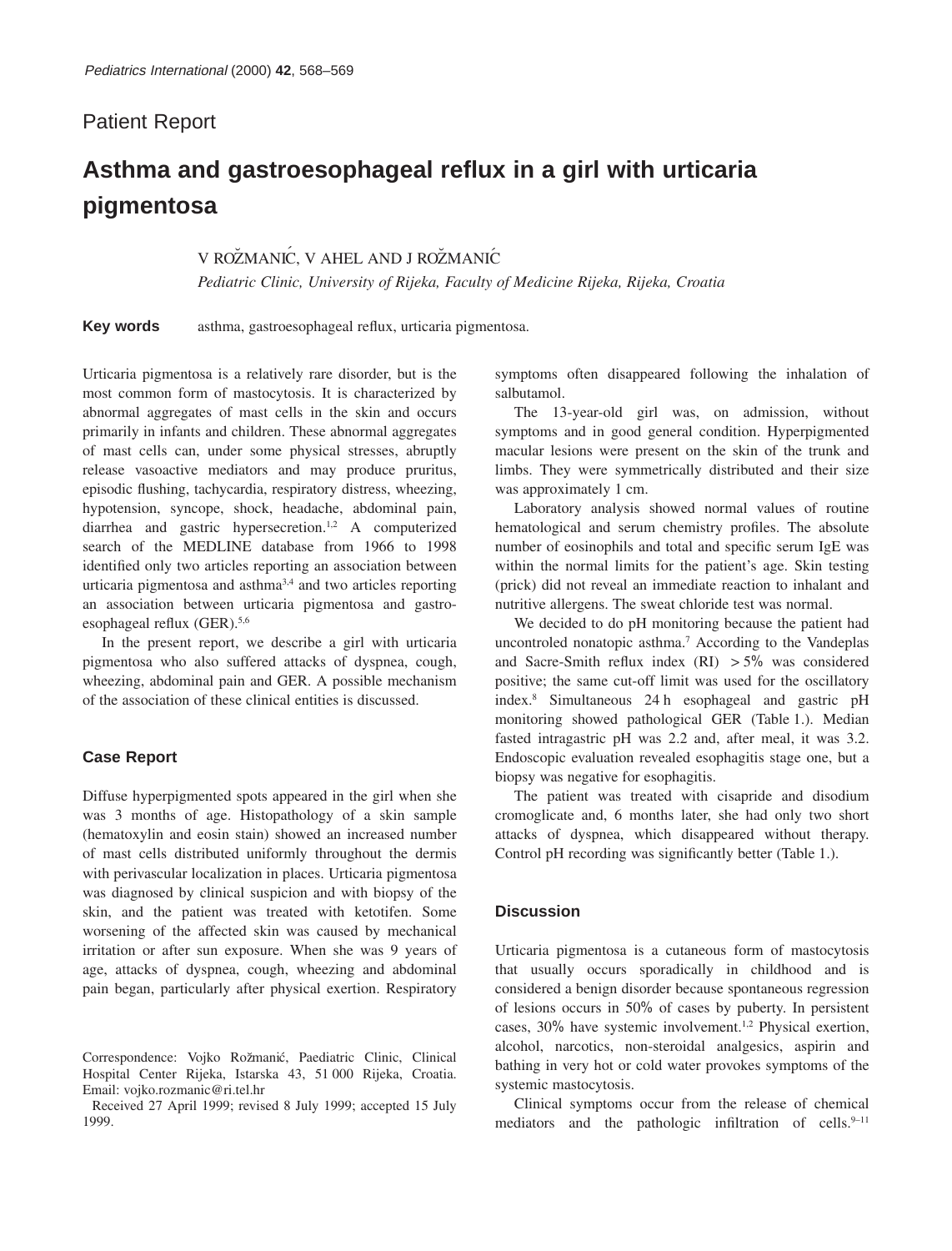Patient Report

# Asthma and gastroesophageal reflux in a girl with urticaria pigmentosa

V ROŽMANIĆ, V AHEL AND J ROŽMANIĆ

*Pediatric Clinic, University of Rijeka, Faculty of Medicine Rijeka, Rijeka, Croatia*

**Key words** asthma, gastroesophageal reflux, urticaria pigmentosa.

Urticaria pigmentosa is a relatively rare disorder, but is the most common form of mastocytosis. It is characterized by abnormal aggregates of mast cells in the skin and occurs primarily in infants and children. These abnormal aggregates of mast cells can, under some physical stresses, abruptly release vasoactive mediators and may produce pruritus, episodic flushing, tachycardia, respiratory distress, wheezing, hypotension, syncope, shock, headache, abdominal pain, diarrhea and gastric hypersecretion.[1,2] A computerized search of the MEDLINE database from 1966 to 1998 identified only two articles reporting an association between urticaria pigmentosa and asthma[3,4] and two articles reporting an association between urticaria pigmentosa and gastroesophageal reflux (GER).[5,6]

In the present report, we describe a girl with urticaria pigmentosa who also suffered attacks of dyspnea, cough, wheezing, abdominal pain and GER. A possible mechanism of the association of these clinical entities is discussed.

## Case Report

Diffuse hyperpigmented spots appeared in the girl when she was 3 months of age. Histopathology of a skin sample (hematoxylin and eosin stain) showed an increased number of mast cells distributed uniformly throughout the dermis with perivascular localization in places. Urticaria pigmentosa was diagnosed by clinical suspicion and with biopsy of the skin, and the patient was treated with ketotifen. Some worsening of the affected skin was caused by mechanical irritation or after sun exposure. When she was 9 years of age, attacks of dyspnea, cough, wheezing and abdominal pain began, particularly after physical exertion. Respiratory symptoms often disappeared following the inhalation of salbutamol.

The 13-year-old girl was, on admission, without symptoms and in good general condition. Hyperpigmented macular lesions were present on the skin of the trunk and limbs. They were symmetrically distributed and their size was approximately 1 cm.

Laboratory analysis showed normal values of routine hematological and serum chemistry profiles. The absolute number of eosinophils and total and specific serum IgE was within the normal limits for the patient's age. Skin testing (prick) did not reveal an immediate reaction to inhalant and nutritive allergens. The sweat chloride test was normal.

We decided to do pH monitoring because the patient had uncontroled nonatopic asthma.[7] According to the Vandeplas and Sacre-Smith reflux index (RI) $> 5\%$ was considered positive; the same cut-off limit was used for the oscillatory index.[8] Simultaneous 24 h esophageal and gastric pH monitoring showed pathological GER (Table 1.). Median fasted intragastric pH was 2.2 and, after meal, it was 3.2. Endoscopic evaluation revealed esophagitis stage one, but a biopsy was negative for esophagitis.

The patient was treated with cisapride and disodium cromoglicate and, 6 months later, she had only two short attacks of dyspnea, which disappeared without therapy. Control pH recording was significantly better (Table 1.).

## Discussion

Urticaria pigmentosa is a cutaneous form of mastocytosis that usually occurs sporadically in childhood and is considered a benign disorder because spontaneous regression of lesions occurs in 50% of cases by puberty. In persistent cases, 30% have systemic involvement.[1,2] Physical exertion, alcohol, narcotics, non-steroidal analgesics, aspirin and bathing in very hot or cold water provokes symptoms of the systemic mastocytosis.

Clinical symptoms occur from the release of chemical mediators and the pathologic infiltration of cells.[9–11]

Correspondence: Vojko Rožmanić, Paediatric Clinic, Clinical Hospital Center Rijeka, Istarska 43, 51 000 Rijeka, Croatia. Email: vojko.rozmanic@ri.tel.hr

Received 27 April 1999; revised 8 July 1999; accepted 15 July 1999.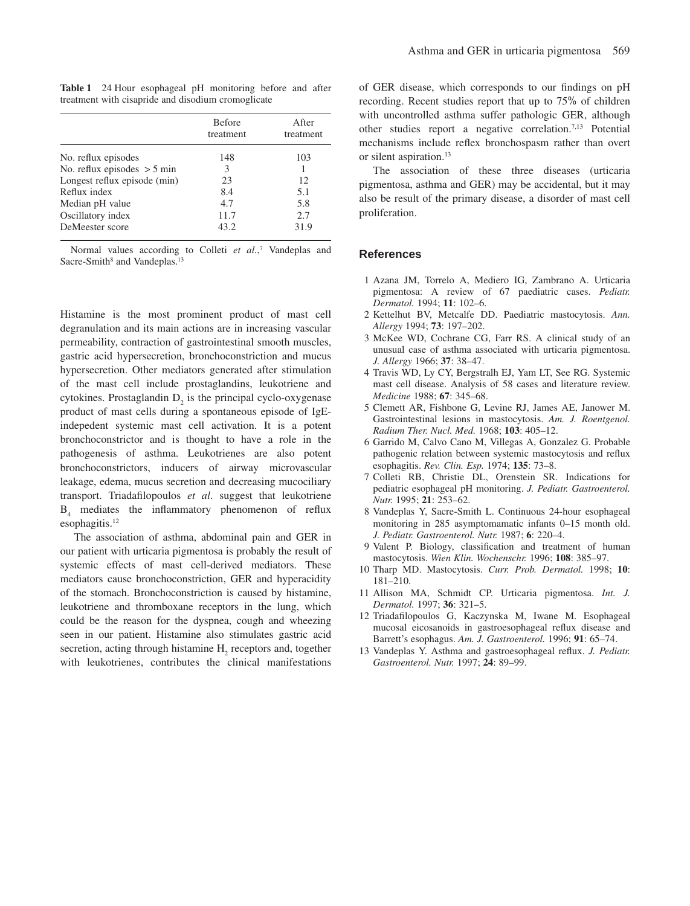**Table 1** 24 Hour esophageal pH monitoring before and after treatment with cisapride and disodium cromoglicate

| | Before treatment | After treatment |
|---|---|---|
| No. reflux episodes | 148 | 103 |
| No. reflux episodes > 5 min | 3 | 1 |
| Longest reflux episode (min) | 23 | 12 |
| Reflux index | 8.4 | 5.1 |
| Median pH value | 4.7 | 5.8 |
| Oscillatory index | 11.7 | 2.7 |
| DeMeester score | 43.2 | 31.9 |

Normal values according to Colleti *et al*.,[7] Vandeplas and Sacre-Smith[8] and Vandeplas.[13]

Histamine is the most prominent product of mast cell degranulation and its main actions are in increasing vascular permeability, contraction of gastrointestinal smooth muscles, gastric acid hypersecretion, bronchoconstriction and mucus hypersecretion. Other mediators generated after stimulation of the mast cell include prostaglandins, leukotriene and cytokines. Prostaglandin $D_2$ is the principal cyclo-oxygenase product of mast cells during a spontaneous episode of IgE-indepedent systemic mast cell activation. It is a potent bronchoconstrictor and is thought to have a role in the pathogenesis of asthma. Leukotrienes are also potent bronchoconstrictors, inducers of airway microvascular leakage, edema, mucus secretion and decreasing mucociliary transport. Triadafilopoulos *et al*. suggest that leukotriene $B_4$ mediates the inflammatory phenomenon of reflux esophagitis.[12]

The association of asthma, abdominal pain and GER in our patient with urticaria pigmentosa is probably the result of systemic effects of mast cell-derived mediators. These mediators cause bronchoconstriction, GER and hyperacidity of the stomach. Bronchoconstriction is caused by histamine, leukotriene and thromboxane receptors in the lung, which could be the reason for the dyspnea, cough and wheezing seen in our patient. Histamine also stimulates gastric acid secretion, acting through histamine $H_2$ receptors and, together with leukotrienes, contributes the clinical manifestations of GER disease, which corresponds to our findings on pH recording. Recent studies report that up to 75% of children with uncontrolled asthma suffer pathologic GER, although other studies report a negative correlation.[7,13] Potential mechanisms include reflex bronchospasm rather than overt or silent aspiration.[13]

The association of these three diseases (urticaria pigmentosa, asthma and GER) may be accidental, but it may also be result of the primary disease, a disorder of mast cell proliferation.

## References

1 Azana JM, Torrelo A, Mediero IG, Zambrano A. Urticaria pigmentosa: A review of 67 paediatric cases. *Pediatr. Dermatol.* 1994; **11**: 102–6.

2 Kettelhut BV, Metcalfe DD. Paediatric mastocytosis. *Ann. Allergy* 1994; **73**: 197–202.

3 McKee WD, Cochrane CG, Farr RS. A clinical study of an unusual case of asthma associated with urticaria pigmentosa. *J. Allergy* 1966; **37**: 38–47.

4 Travis WD, Ly CY, Bergstralh EJ, Yam LT, See RG. Systemic mast cell disease. Analysis of 58 cases and literature review. *Medicine* 1988; **67**: 345–68.

5 Clemett AR, Fishbone G, Levine RJ, James AE, Janower M. Gastrointestinal lesions in mastocytosis. *Am. J. Roentgenol. Radium Ther. Nucl. Med.* 1968; **103**: 405–12.

6 Garrido M, Calvo Cano M, Villegas A, Gonzalez G. Probable pathogenic relation between systemic mastocytosis and reflux esophagitis. *Rev. Clin. Esp.* 1974; **135**: 73–8.

7 Colleti RB, Christie DL, Orenstein SR. Indications for pediatric esophageal pH monitoring. *J. Pediatr. Gastroenterol. Nutr.* 1995; **21**: 253–62.

8 Vandeplas Y, Sacre-Smith L. Continuous 24-hour esophageal monitoring in 285 asymptomamatic infants 0–15 month old. *J. Pediatr. Gastroenterol. Nutr.* 1987; **6**: 220–4.

9 Valent P. Biology, classification and treatment of human mastocytosis. *Wien Klin. Wochenschr.* 1996; **108**: 385–97.

10 Tharp MD. Mastocytosis. *Curr. Prob. Dermatol.* 1998; **10**: 181–210.

11 Allison MA, Schmidt CP. Urticaria pigmentosa. *Int. J. Dermatol.* 1997; **36**: 321–5.

12 Triadafilopoulos G, Kaczynska M, Iwane M. Esophageal mucosal eicosanoids in gastroesophageal reflux disease and Barrett's esophagus. *Am. J. Gastroenterol.* 1996; **91**: 65–74.

13 Vandeplas Y. Asthma and gastroesophageal reflux. *J. Pediatr. Gastroenterol. Nutr.* 1997; **24**: 89–99.